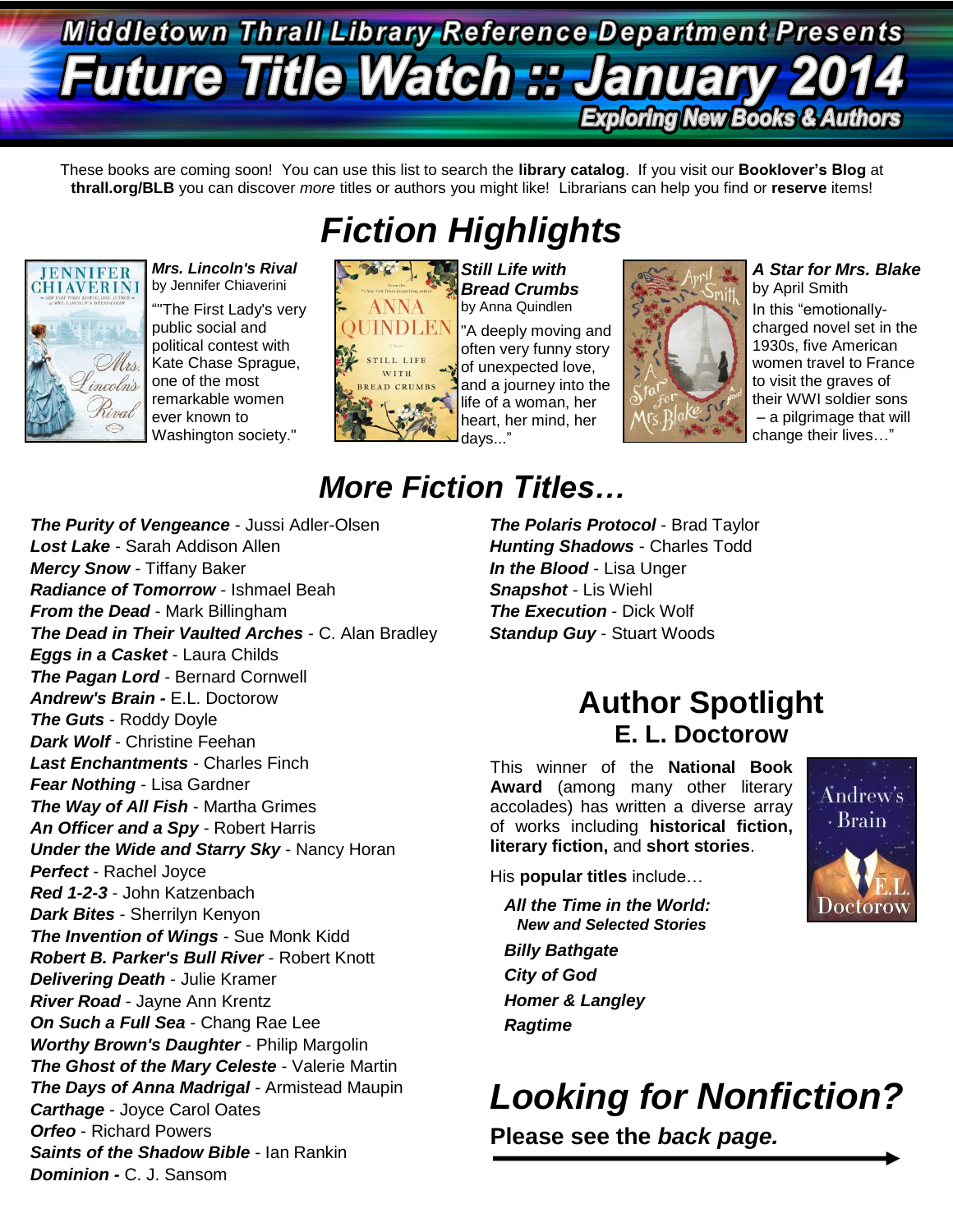# Middletown Thrall Library Reference Department Presents

# Future Title Watch :: January 2014

## Exploring New Books & Authors

These books are coming soon! You can use this list to search the **library catalog**. If you visit our **Booklover's Blog** at **thrall.org/BLB** you can discover *more* titles or authors you might like! Librarians can help you find or **reserve** items!

# *Fiction Highlights*

***Mrs. Lincoln's Rival*** by Jennifer Chiaverini

""The First Lady's very public social and political contest with Kate Chase Sprague, one of the most remarkable women ever known to Washington society."

***Still Life with Bread Crumbs*** by Anna Quindlen

"A deeply moving and often very funny story of unexpected love, and a journey into the life of a woman, her heart, her mind, her days..."

***A Star for Mrs. Blake*** by April Smith

In this "emotionally-charged novel set in the 1930s, five American women travel to France to visit the graves of their WWI soldier sons – a pilgrimage that will change their lives…"

# *More Fiction Titles…*

***The Purity of Vengeance*** - Jussi Adler-Olsen
***Lost Lake*** - Sarah Addison Allen
***Mercy Snow*** - Tiffany Baker
***Radiance of Tomorrow*** - Ishmael Beah
***From the Dead*** - Mark Billingham
***The Dead in Their Vaulted Arches*** - C. Alan Bradley
***Eggs in a Casket*** - Laura Childs
***The Pagan Lord*** - Bernard Cornwell
***Andrew's Brain -*** E.L. Doctorow
***The Guts*** - Roddy Doyle
***Dark Wolf*** - Christine Feehan
***Last Enchantments*** - Charles Finch
***Fear Nothing*** - Lisa Gardner
***The Way of All Fish*** - Martha Grimes
***An Officer and a Spy*** - Robert Harris
***Under the Wide and Starry Sky*** - Nancy Horan
***Perfect*** - Rachel Joyce
***Red 1-2-3*** - John Katzenbach
***Dark Bites*** - Sherrilyn Kenyon
***The Invention of Wings*** - Sue Monk Kidd
***Robert B. Parker's Bull River*** - Robert Knott
***Delivering Death*** - Julie Kramer
***River Road*** - Jayne Ann Krentz
***On Such a Full Sea*** - Chang Rae Lee
***Worthy Brown's Daughter*** - Philip Margolin
***The Ghost of the Mary Celeste*** - Valerie Martin
***The Days of Anna Madrigal*** - Armistead Maupin
***Carthage*** - Joyce Carol Oates
***Orfeo*** - Richard Powers
***Saints of the Shadow Bible*** - Ian Rankin
***Dominion -*** C. J. Sansom
***The Polaris Protocol*** - Brad Taylor
***Hunting Shadows*** - Charles Todd
***In the Blood*** - Lisa Unger
***Snapshot*** - Lis Wiehl
***The Execution*** - Dick Wolf
***Standup Guy*** - Stuart Woods

## Author Spotlight
### E. L. Doctorow

This winner of the **National Book Award** (among many other literary accolades) has written a diverse array of works including **historical fiction, literary fiction,** and **short stories**.

His **popular titles** include…

***All the Time in the World: New and Selected Stories***
***Billy Bathgate***
***City of God***
***Homer & Langley***
***Ragtime***

# *Looking for Nonfiction?*

**Please see the *back page.***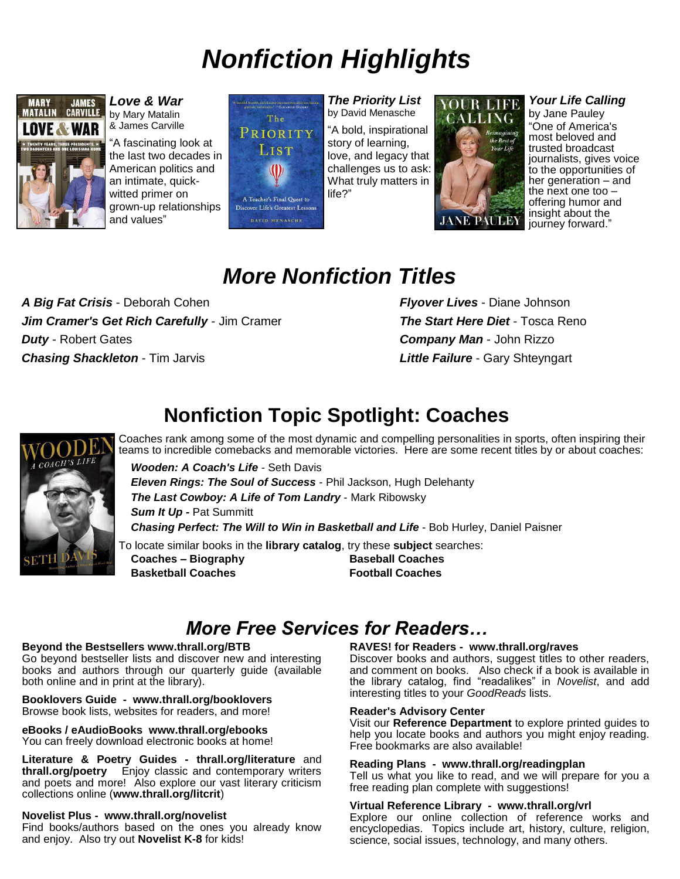# *Nonfiction Highlights*

***Love & War***
by Mary Matalin & James Carville

"A fascinating look at the last two decades in American politics and an intimate, quick-witted primer on grown-up relationships and values"

***The Priority List***
by David Menasche

"A bold, inspirational story of learning, love, and legacy that challenges us to ask: What truly matters in life?"

***Your Life Calling***
by Jane Pauley

"One of America's most beloved and trusted broadcast journalists, gives voice to the opportunities of her generation – and the next one too – offering humor and insight about the journey forward."

# *More Nonfiction Titles*

***A Big Fat Crisis*** - Deborah Cohen
***Jim Cramer's Get Rich Carefully*** - Jim Cramer
***Duty*** - Robert Gates
***Chasing Shackleton*** - Tim Jarvis
***Flyover Lives*** - Diane Johnson
***The Start Here Diet*** - Tosca Reno
***Company Man*** - John Rizzo
***Little Failure*** - Gary Shteyngart

# Nonfiction Topic Spotlight: Coaches

Coaches rank among some of the most dynamic and compelling personalities in sports, often inspiring their teams to incredible comebacks and memorable victories. Here are some recent titles by or about coaches:

***Wooden: A Coach's Life*** - Seth Davis
***Eleven Rings: The Soul of Success*** - Phil Jackson, Hugh Delehanty
***The Last Cowboy: A Life of Tom Landry*** - Mark Ribowsky
***Sum It Up -*** Pat Summitt
***Chasing Perfect: The Will to Win in Basketball and Life*** - Bob Hurley, Daniel Paisner

To locate similar books in the **library catalog**, try these **subject** searches:

**Coaches – Biography**
**Basketball Coaches**
**Baseball Coaches**
**Football Coaches**

# *More Free Services for Readers…*

**Beyond the Bestsellers www.thrall.org/BTB**
Go beyond bestseller lists and discover new and interesting books and authors through our quarterly guide (available both online and in print at the library).

**Booklovers Guide - www.thrall.org/booklovers**
Browse book lists, websites for readers, and more!

**eBooks / eAudioBooks www.thrall.org/ebooks**
You can freely download electronic books at home!

**Literature & Poetry Guides - thrall.org/literature** and **thrall.org/poetry** Enjoy classic and contemporary writers and poets and more! Also explore our vast literary criticism collections online (**www.thrall.org/litcrit**)

**Novelist Plus - www.thrall.org/novelist**
Find books/authors based on the ones you already know and enjoy. Also try out **Novelist K-8** for kids!

**RAVES! for Readers - www.thrall.org/raves**
Discover books and authors, suggest titles to other readers, and comment on books. Also check if a book is available in the library catalog, find "readalikes" in *Novelist*, and add interesting titles to your *GoodReads* lists.

**Reader's Advisory Center**
Visit our **Reference Department** to explore printed guides to help you locate books and authors you might enjoy reading. Free bookmarks are also available!

**Reading Plans - www.thrall.org/readingplan**
Tell us what you like to read, and we will prepare for you a free reading plan complete with suggestions!

**Virtual Reference Library - www.thrall.org/vrl**
Explore our online collection of reference works and encyclopedias. Topics include art, history, culture, religion, science, social issues, technology, and many others.